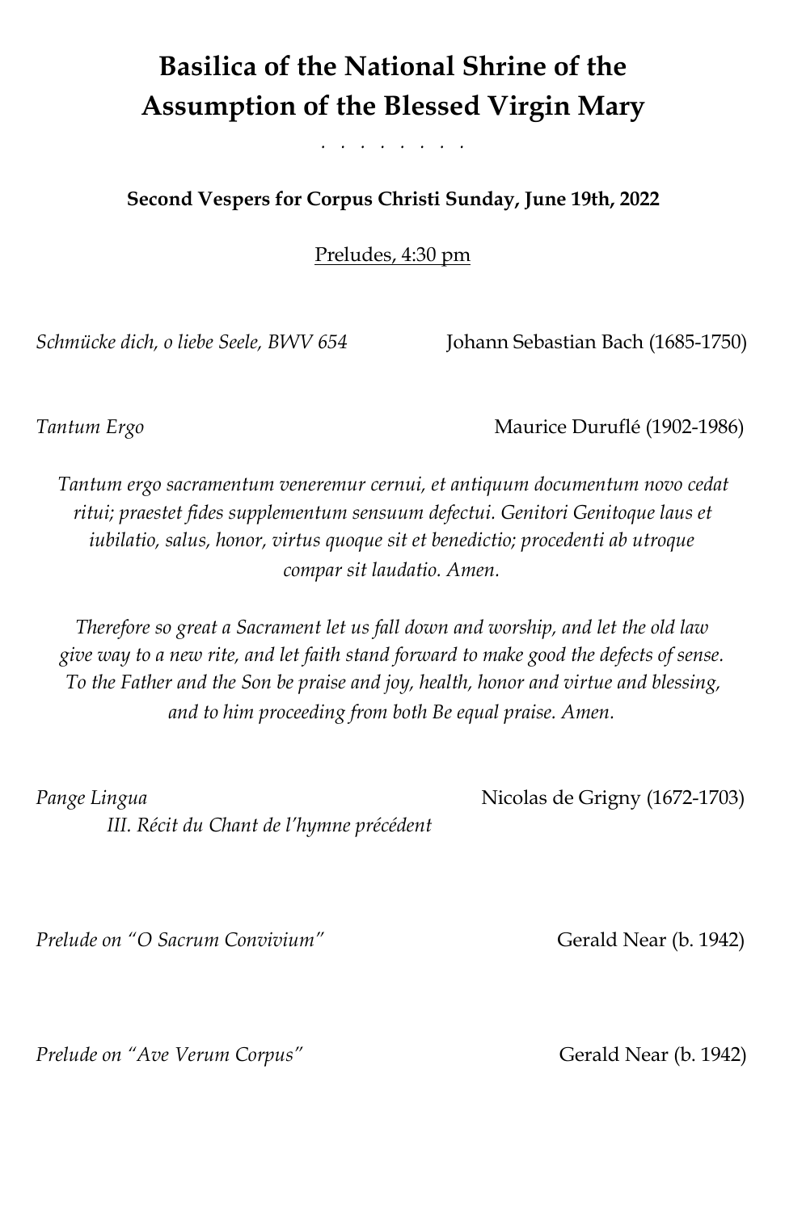# Basilica of the National Shrine of the Assumption of the Blessed Virgin Mary

. . . . . . . .

**Second Vespers for Corpus Christi Sunday, June 19th, 2022**

Preludes, 4:30 pm

*Schmücke dich, o liebe Seele, BWV 654* — Johann Sebastian Bach (1685-1750)

*Tantum Ergo* — Maurice Duruflé (1902-1986)

*Tantum ergo sacramentum veneremur cernui, et antiquum documentum novo cedat ritui; praestet fides supplementum sensuum defectui. Genitori Genitoque laus et iubilatio, salus, honor, virtus quoque sit et benedictio; procedenti ab utroque compar sit laudatio. Amen.*

*Therefore so great a Sacrament let us fall down and worship, and let the old law give way to a new rite, and let faith stand forward to make good the defects of sense. To the Father and the Son be praise and joy, health, honor and virtue and blessing, and to him proceeding from both Be equal praise. Amen.*

*Pange Lingua* — Nicolas de Grigny (1672-1703)
*III. Récit du Chant de l'hymne précédent*

*Prelude on "O Sacrum Convivium"* — Gerald Near (b. 1942)

*Prelude on "Ave Verum Corpus"* — Gerald Near (b. 1942)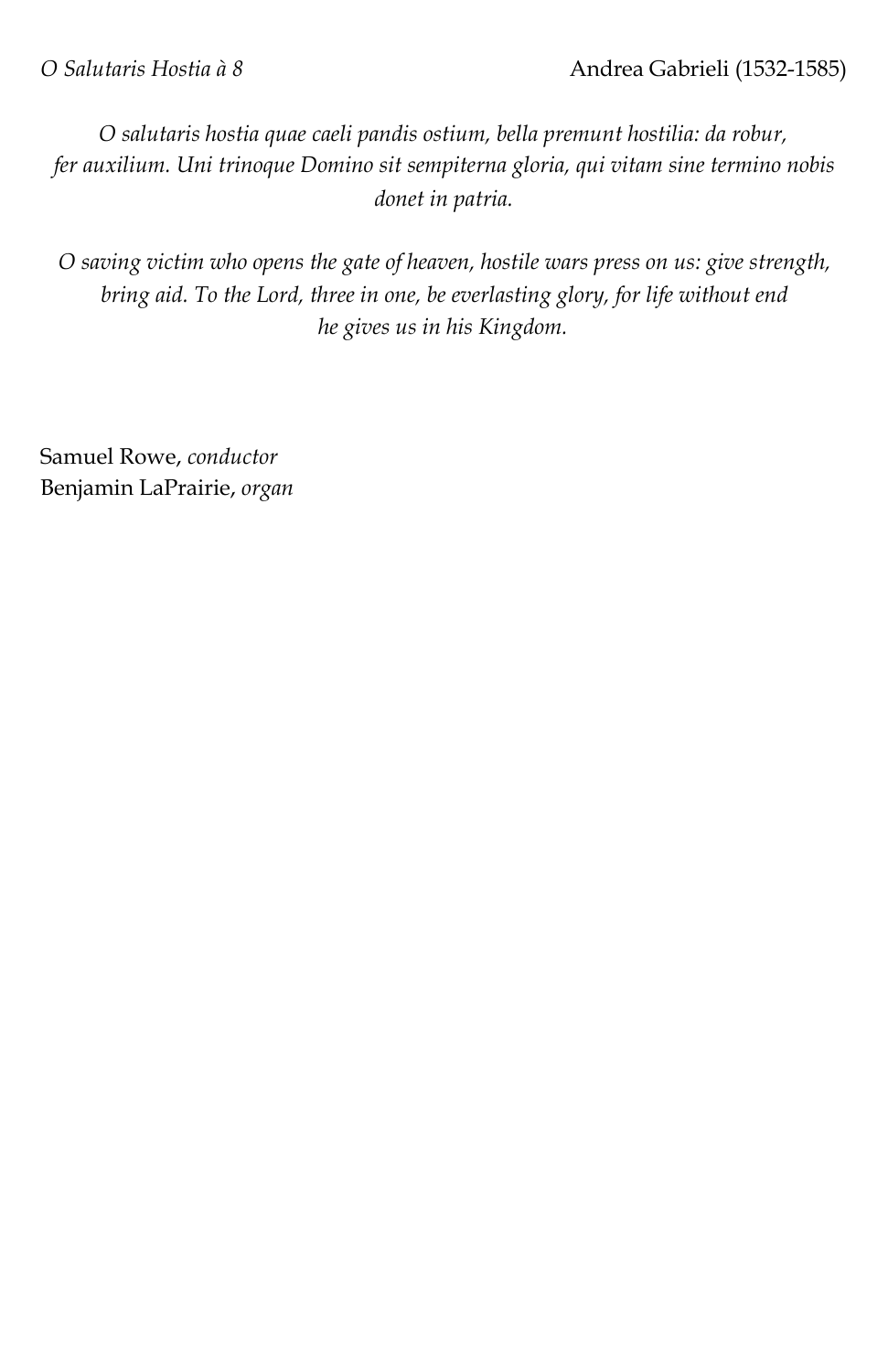*O Salutaris Hostia à 8* Andrea Gabrieli (1532-1585)

*O salutaris hostia quae caeli pandis ostium, bella premunt hostilia: da robur, fer auxilium. Uni trinoque Domino sit sempiterna gloria, qui vitam sine termino nobis donet in patria.*

*O saving victim who opens the gate of heaven, hostile wars press on us: give strength, bring aid. To the Lord, three in one, be everlasting glory, for life without end he gives us in his Kingdom.*

Samuel Rowe, *conductor*
Benjamin LaPrairie, *organ*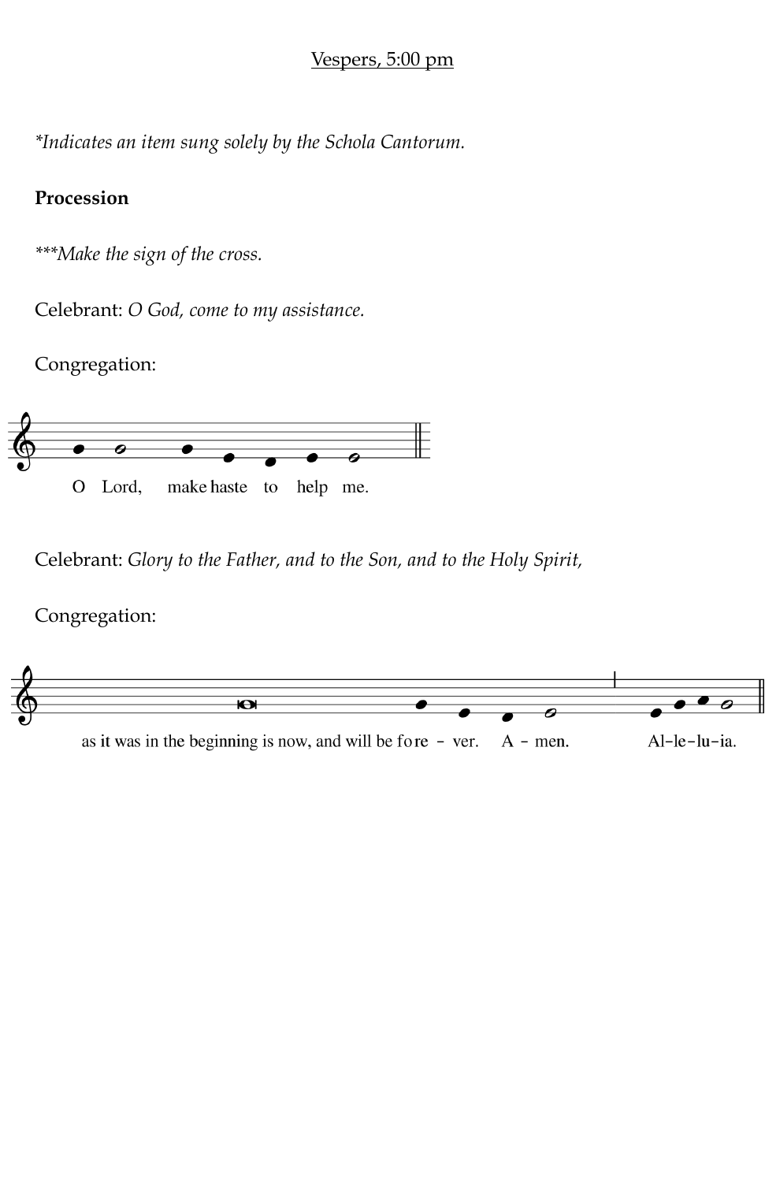Vespers, 5:00 pm

*Indicates an item sung solely by the Schola Cantorum.*

**Procession**

****Make the sign of the cross.*

Celebrant: *O God, come to my assistance.*

Congregation:

O Lord, make haste to help me.

Celebrant: *Glory to the Father, and to the Son, and to the Holy Spirit,*

Congregation:

as it was in the beginning is now, and will be fo re - ver. A - men. Al-le-lu-ia.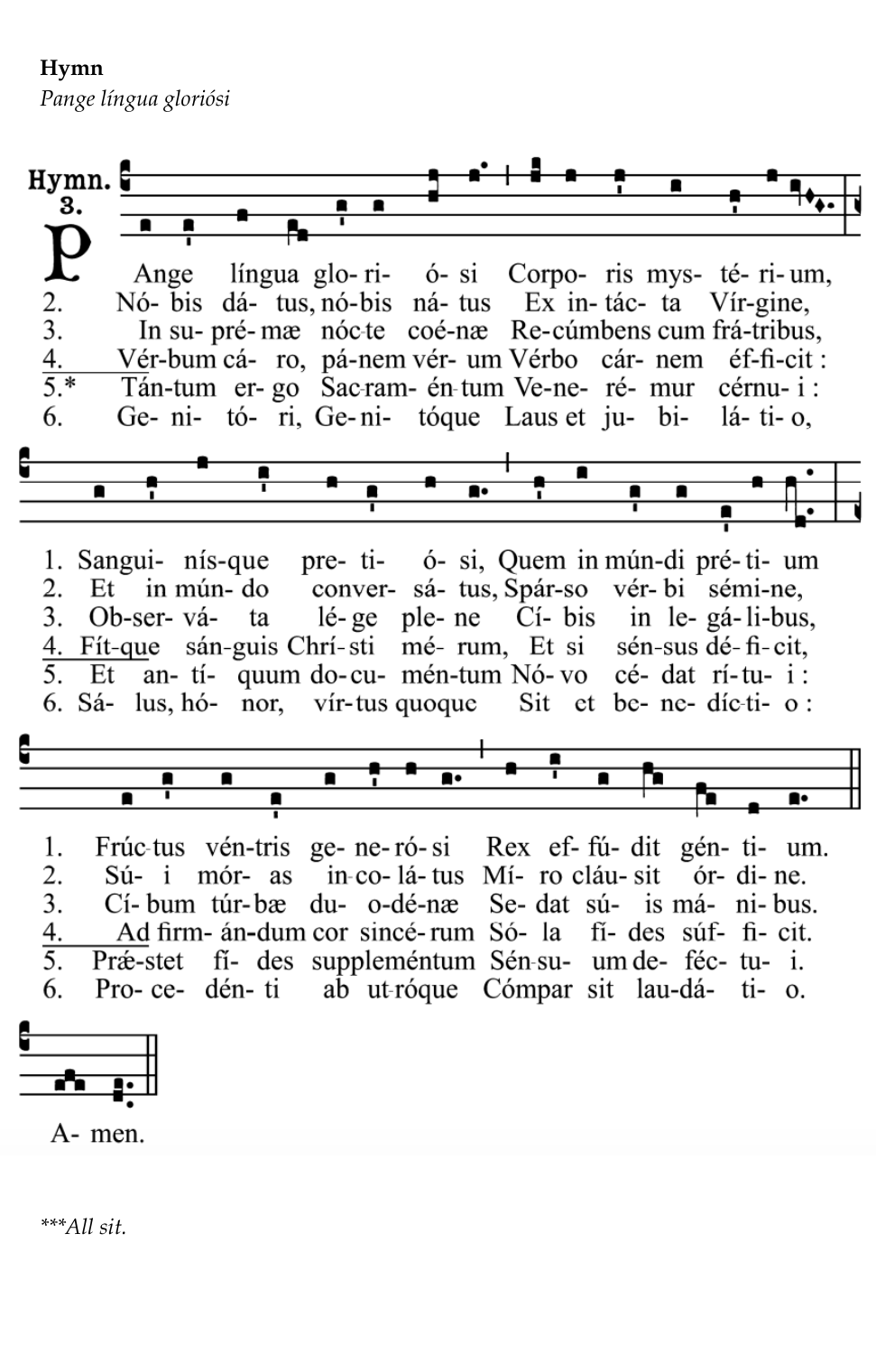**Hymn**

*Pange língua gloriósi*

Hymn. 3.

1. Pange língua glo-ri- ó- si Corpo- ris mys- té- ri- um,
2. Nó- bis dá- tus, nó-bis ná- tus Ex in- tác- ta Vír-gine,
3. In su- pré- mæ nóc-te coé-næ Re-cúmbens cum frá-tribus,
4. Vér-bum cá- ro, pá-nem vér- um Vérbo cár- nem éf-fi-cit :
5.* Tán-tum er- go Sacram- én-tum Ve-ne- ré- mur cérnu- i :
6. Ge- ni- tó- ri, Ge-ni- tóque Laus et ju- bi- lá- ti- o,

1. Sangui- nís-que pre- ti- ó- si, Quem in mún-di pré-ti- um
2. Et in mún- do conver- sá- tus, Spár-so vér- bi sémi-ne,
3. Ob-ser- vá- ta lé- ge ple- ne Cí- bis in le- gá- li-bus,
4. Fít-que sán-guis Chrí- sti mé- rum, Et si sén-sus dé- fi-cit,
5. Et an- tí- quum do-cu- mén-tum Nó- vo cé- dat rí- tu- i :
6. Sá- lus, hó- nor, vír-tus quoque Sit et be- ne- díc-ti- o :

1. Frúc-tus vén-tris ge- ne- ró- si Rex ef- fú- dit gén- ti- um.
2. Sú- i mór- as in-co- lá- tus Mí- ro cláu- sit ór- di- ne.
3. Cí- bum túr-bæ du- o-dé-næ Se- dat sú- is má- ni- bus.
4. Ad firm- án-dum cor sincé-rum Só- la fí- des súf- fi- cit.
5. Præ-stet fí- des suppleméntum Sén-su- um de- féc- tu- i.
6. Pro- ce- dén- ti ab ut-róque Cómpar sit lau-dá- ti- o.

A- men.

****All sit.*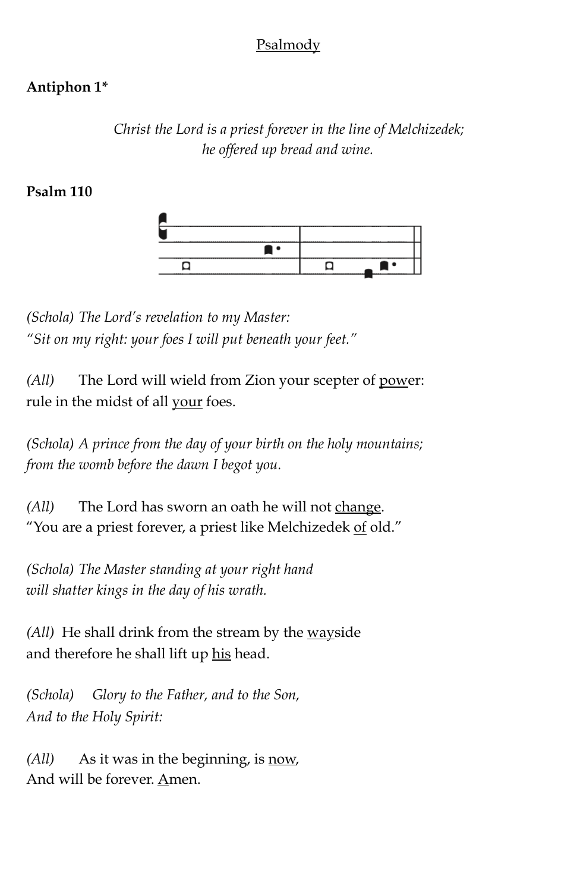<u>Psalmody</u>

**Antiphon 1***

*Christ the Lord is a priest forever in the line of Melchizedek;*
*he offered up bread and wine.*

**Psalm 110**

*(Schola) The Lord's revelation to my Master:*
*"Sit on my right: your foes I will put beneath your feet."*

*(All)* The Lord will wield from Zion your scepter of <u>pow</u>er:
rule in the midst of all <u>your</u> foes.

*(Schola) A prince from the day of your birth on the holy mountains;*
*from the womb before the dawn I begot you.*

*(All)* The Lord has sworn an oath he will not <u>change</u>.
"You are a priest forever, a priest like Melchizedek <u>of</u> old."

*(Schola) The Master standing at your right hand*
*will shatter kings in the day of his wrath.*

*(All)* He shall drink from the stream by the <u>way</u>side
and therefore he shall lift up <u>his</u> head.

*(Schola) Glory to the Father, and to the Son,*
*And to the Holy Spirit:*

*(All)* As it was in the beginning, is <u>now</u>,
And will be forever. <u>A</u>men.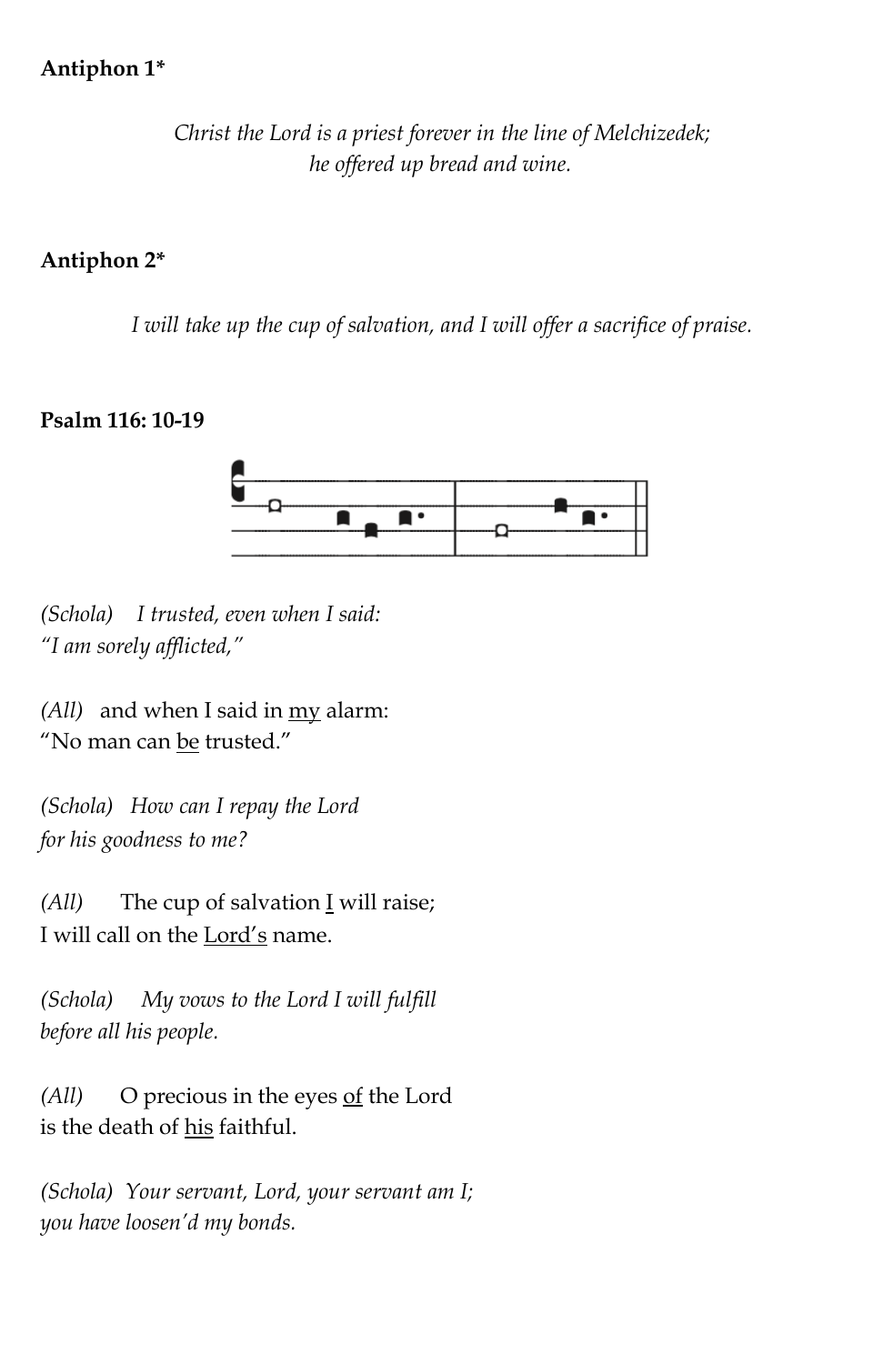**Antiphon 1***

*Christ the Lord is a priest forever in the line of Melchizedek;*
*he offered up bread and wine.*

**Antiphon 2***

*I will take up the cup of salvation, and I will offer a sacrifice of praise.*

**Psalm 116: 10-19**

*(Schola)* *I trusted, even when I said:*
*"I am sorely afflicted,"*

*(All)* and when I said in <u>my</u> alarm:
"No man can <u>be</u> trusted."

*(Schola)* *How can I repay the Lord*
*for his goodness to me?*

*(All)* The cup of salvation <u>I</u> will raise;
I will call on the <u>Lord's</u> name.

*(Schola)* *My vows to the Lord I will fulfill*
*before all his people.*

*(All)* O precious in the eyes <u>of</u> the Lord
is the death of <u>his</u> faithful.

*(Schola)* *Your servant, Lord, your servant am I;*
*you have loosen'd my bonds.*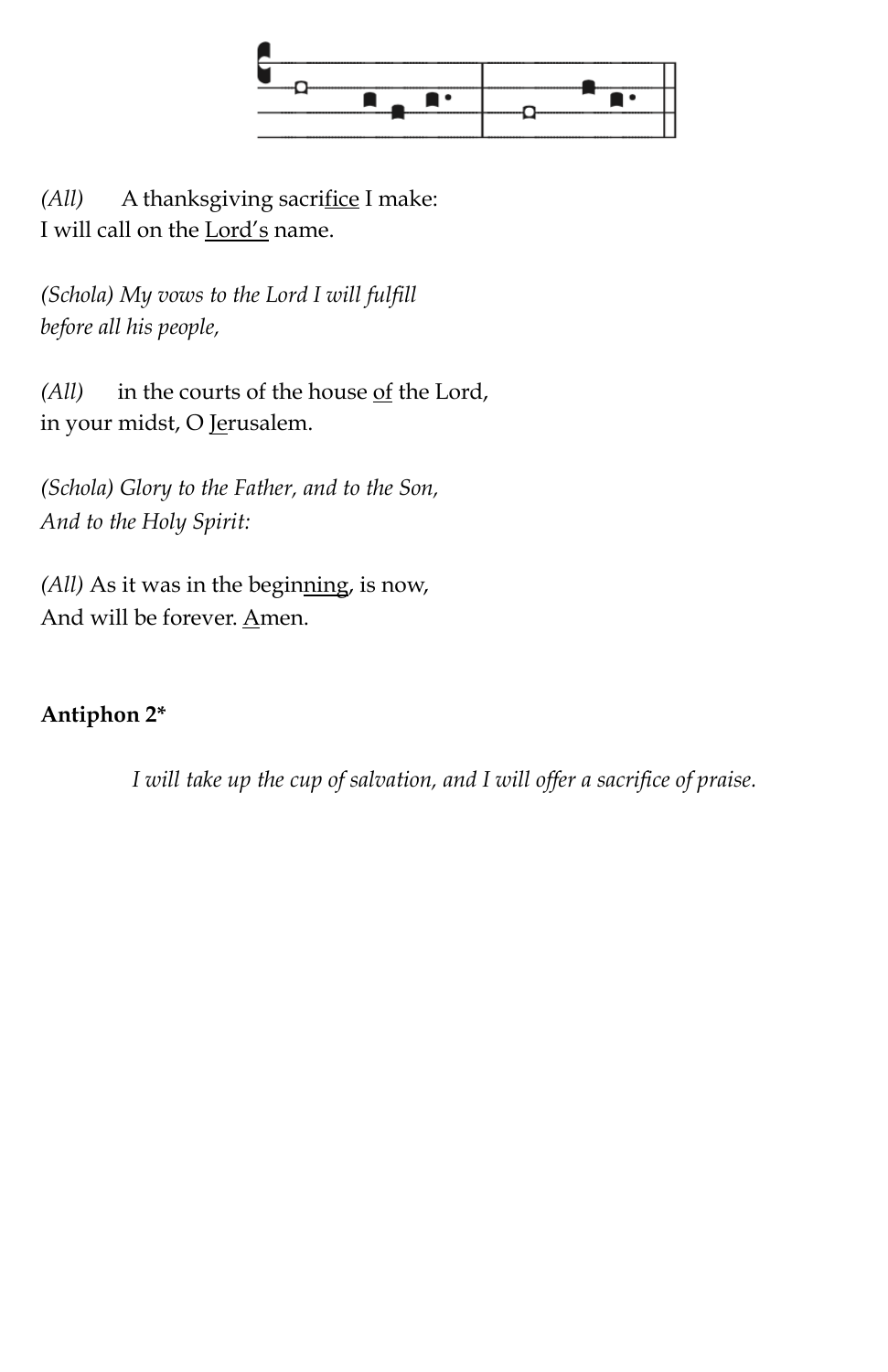*(All)* A thanksgiving sacri<u>fice</u> I make:
I will call on the <u>Lord's</u> name.

*(Schola) My vows to the Lord I will fulfill*
*before all his people,*

*(All)* in the courts of the house <u>of</u> the Lord,
in your midst, O <u>Je</u>rusalem.

*(Schola) Glory to the Father, and to the Son,*
*And to the Holy Spirit:*

*(All)* As it was in the begin<u>ning</u>, is now,
And will be forever. <u>A</u>men.

**Antiphon 2***

*I will take up the cup of salvation, and I will offer a sacrifice of praise.*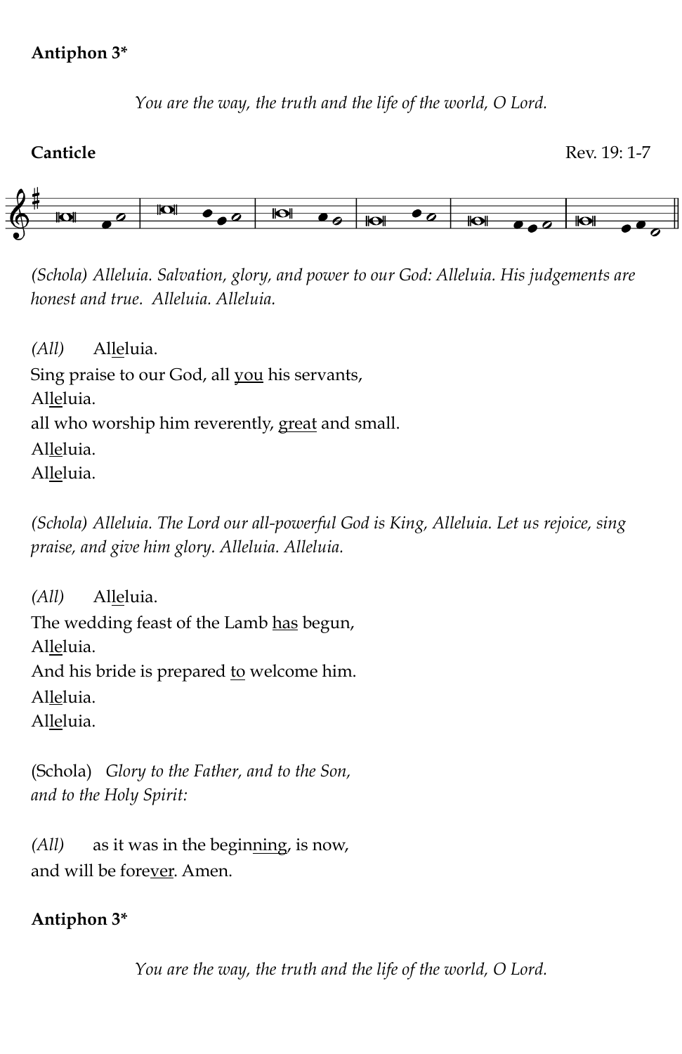**Antiphon 3***

*You are the way, the truth and the life of the world, O Lord.*

**Canticle** Rev. 19: 1-7

*(Schola) Alleluia. Salvation, glory, and power to our God: Alleluia. His judgements are honest and true. Alleluia. Alleluia.*

*(All)* Al<u>le</u>luia.
Sing praise to our God, all <u>you</u> his servants,
Al<u>le</u>luia.
all who worship him reverently, <u>great</u> and small.
Al<u>le</u>luia.
Al<u>le</u>luia.

*(Schola) Alleluia. The Lord our all-powerful God is King, Alleluia. Let us rejoice, sing praise, and give him glory. Alleluia. Alleluia.*

*(All)* Al<u>le</u>luia.
The wedding feast of the Lamb <u>has</u> begun,
Al<u>le</u>luia.
And his bride is prepared <u>to</u> welcome him.
Al<u>le</u>luia.
Al<u>le</u>luia.

(Schola) *Glory to the Father, and to the Son,*
*and to the Holy Spirit:*

*(All)* as it was in the begin<u>ning</u>, is now,
and will be fore<u>ver</u>. Amen.

**Antiphon 3***

*You are the way, the truth and the life of the world, O Lord.*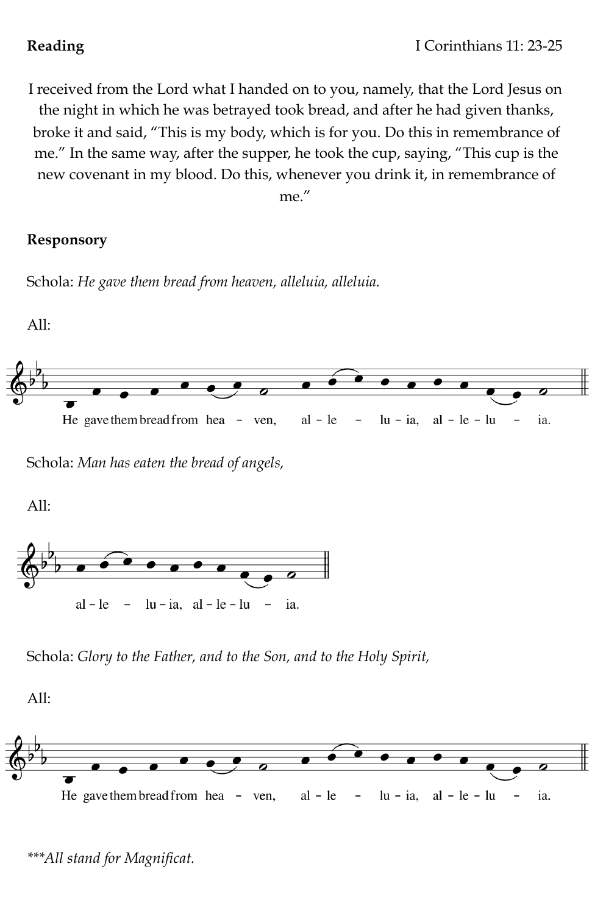**Reading** I Corinthians 11: 23-25

I received from the Lord what I handed on to you, namely, that the Lord Jesus on the night in which he was betrayed took bread, and after he had given thanks, broke it and said, "This is my body, which is for you. Do this in remembrance of me." In the same way, after the supper, he took the cup, saying, "This cup is the new covenant in my blood. Do this, whenever you drink it, in remembrance of me."

**Responsory**

Schola: *He gave them bread from heaven, alleluia, alleluia.*

All:

He gave them bread from hea – ven, al – le – lu – ia, al – le – lu – ia.

Schola: *Man has eaten the bread of angels,*

All:

al – le – lu – ia, al – le – lu – ia.

Schola: *Glory to the Father, and to the Son, and to the Holy Spirit,*

All:

He gave them bread from hea – ven, al – le – lu – ia, al – le – lu – ia.

****All stand for Magnificat.*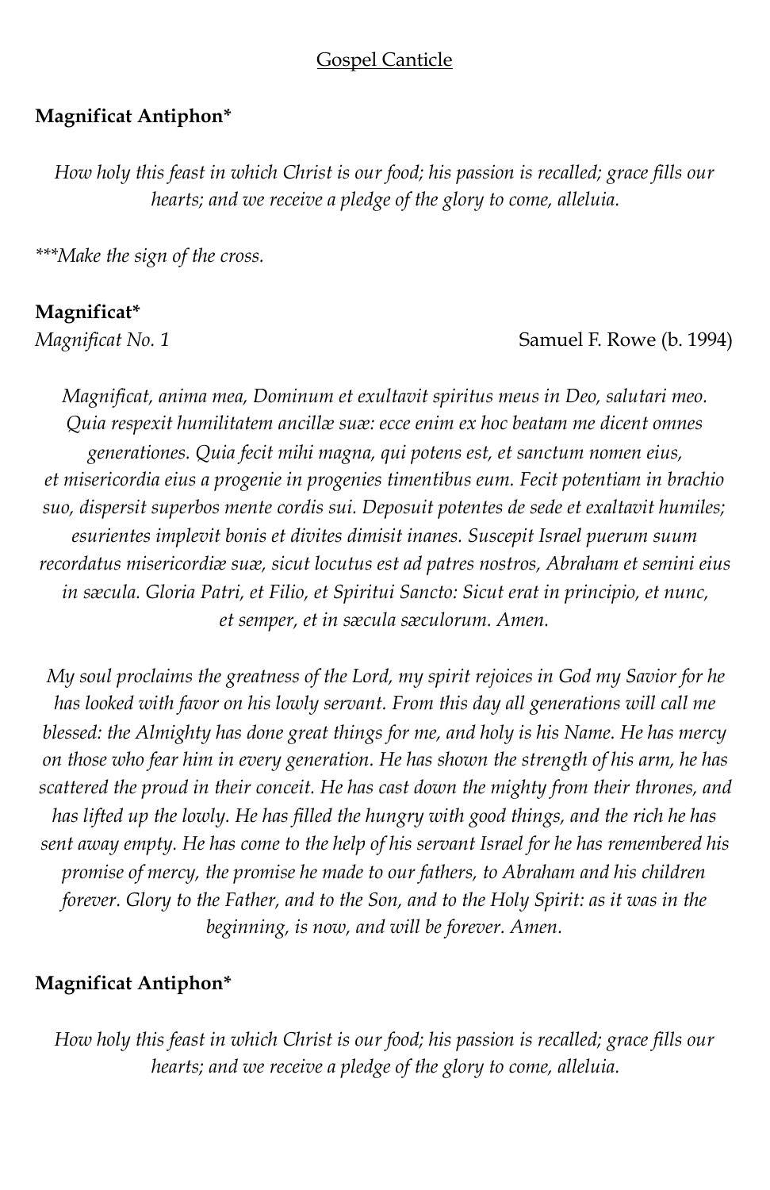## Gospel Canticle

**Magnificat Antiphon***

*How holy this feast in which Christ is our food; his passion is recalled; grace fills our hearts; and we receive a pledge of the glory to come, alleluia.*

****Make the sign of the cross.*

**Magnificat***

*Magnificat No. 1* Samuel F. Rowe (b. 1994)

*Magnificat, anima mea, Dominum et exultavit spiritus meus in Deo, salutari meo. Quia respexit humilitatem ancillæ suæ: ecce enim ex hoc beatam me dicent omnes generationes. Quia fecit mihi magna, qui potens est, et sanctum nomen eius, et misericordia eius a progenie in progenies timentibus eum. Fecit potentiam in brachio suo, dispersit superbos mente cordis sui. Deposuit potentes de sede et exaltavit humiles; esurientes implevit bonis et divites dimisit inanes. Suscepit Israel puerum suum recordatus misericordiæ suæ, sicut locutus est ad patres nostros, Abraham et semini eius in sæcula. Gloria Patri, et Filio, et Spiritui Sancto: Sicut erat in principio, et nunc, et semper, et in sæcula sæculorum. Amen.*

*My soul proclaims the greatness of the Lord, my spirit rejoices in God my Savior for he has looked with favor on his lowly servant. From this day all generations will call me blessed: the Almighty has done great things for me, and holy is his Name. He has mercy on those who fear him in every generation. He has shown the strength of his arm, he has scattered the proud in their conceit. He has cast down the mighty from their thrones, and has lifted up the lowly. He has filled the hungry with good things, and the rich he has sent away empty. He has come to the help of his servant Israel for he has remembered his promise of mercy, the promise he made to our fathers, to Abraham and his children forever. Glory to the Father, and to the Son, and to the Holy Spirit: as it was in the beginning, is now, and will be forever. Amen.*

**Magnificat Antiphon***

*How holy this feast in which Christ is our food; his passion is recalled; grace fills our hearts; and we receive a pledge of the glory to come, alleluia.*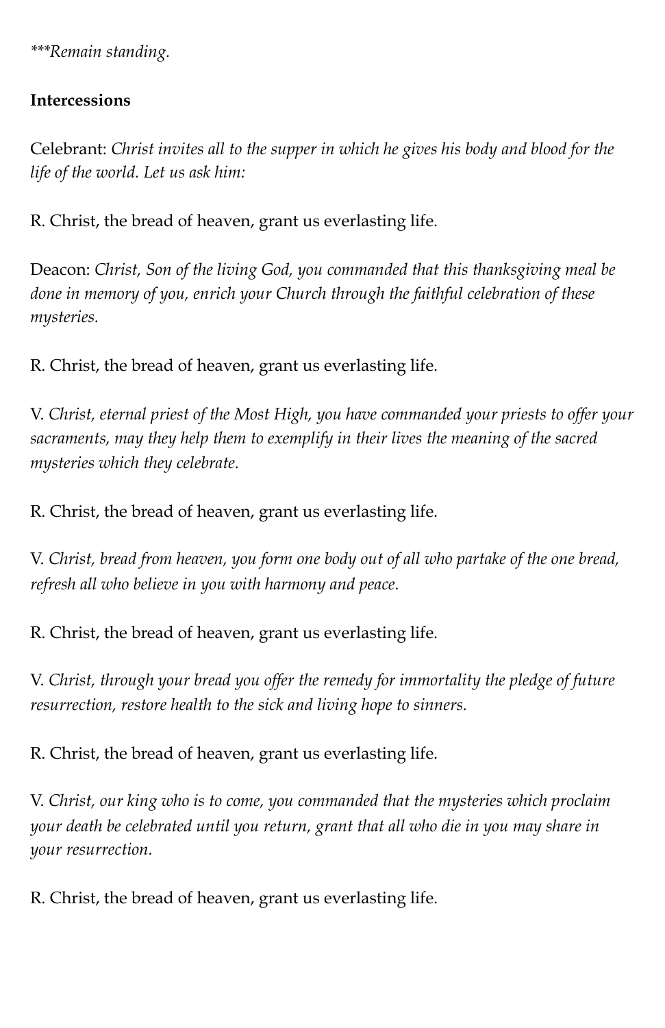*\*\*\*Remain standing.*

**Intercessions**

Celebrant: *Christ invites all to the supper in which he gives his body and blood for the life of the world. Let us ask him:*

R. Christ, the bread of heaven, grant us everlasting life.

Deacon: *Christ, Son of the living God, you commanded that this thanksgiving meal be done in memory of you, enrich your Church through the faithful celebration of these mysteries.*

R. Christ, the bread of heaven, grant us everlasting life.

V. *Christ, eternal priest of the Most High, you have commanded your priests to offer your sacraments, may they help them to exemplify in their lives the meaning of the sacred mysteries which they celebrate.*

R. Christ, the bread of heaven, grant us everlasting life.

V. *Christ, bread from heaven, you form one body out of all who partake of the one bread, refresh all who believe in you with harmony and peace.*

R. Christ, the bread of heaven, grant us everlasting life.

V. *Christ, through your bread you offer the remedy for immortality the pledge of future resurrection, restore health to the sick and living hope to sinners.*

R. Christ, the bread of heaven, grant us everlasting life.

V. *Christ, our king who is to come, you commanded that the mysteries which proclaim your death be celebrated until you return, grant that all who die in you may share in your resurrection.*

R. Christ, the bread of heaven, grant us everlasting life.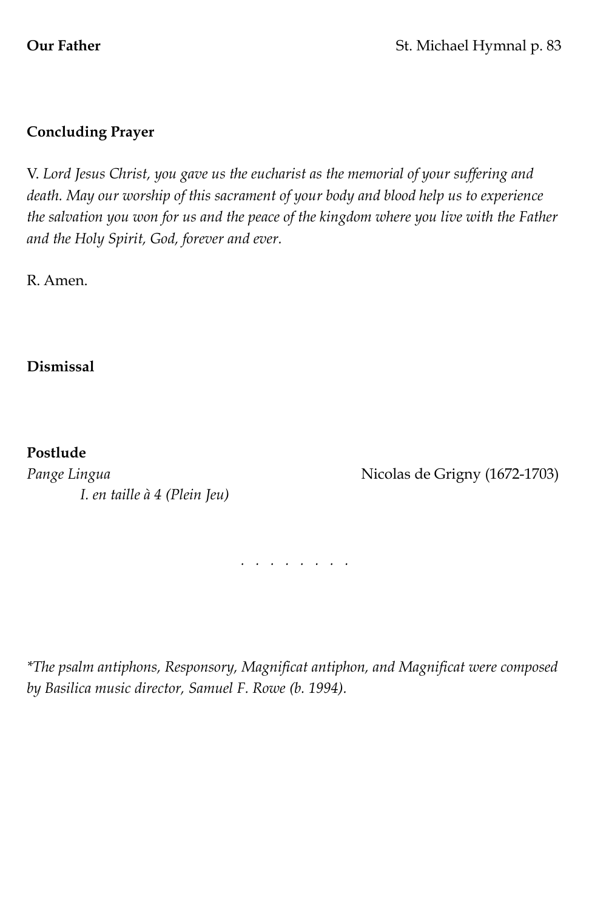**Our Father** St. Michael Hymnal p. 83

**Concluding Prayer**

V. *Lord Jesus Christ, you gave us the eucharist as the memorial of your suffering and death. May our worship of this sacrament of your body and blood help us to experience the salvation you won for us and the peace of the kingdom where you live with the Father and the Holy Spirit, God, forever and ever.*

R. Amen.

**Dismissal**

**Postlude**

*Pange Lingua* Nicolas de Grigny (1672-1703)

*I. en taille à 4 (Plein Jeu)*

. . . . . . . .

*\*The psalm antiphons, Responsory, Magnificat antiphon, and Magnificat were composed by Basilica music director, Samuel F. Rowe (b. 1994).*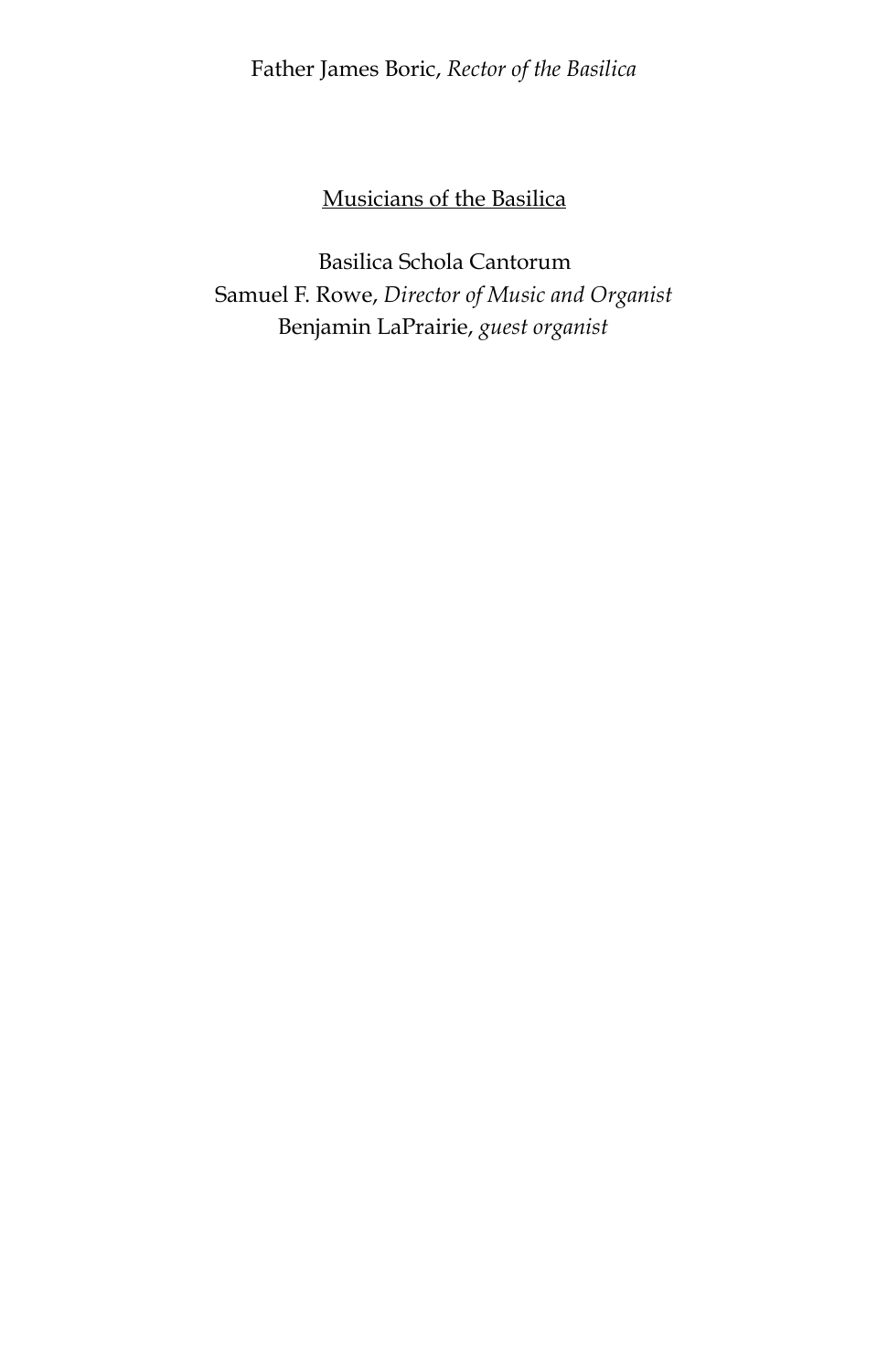Father James Boric, *Rector of the Basilica*

<u>Musicians of the Basilica</u>

Basilica Schola Cantorum
Samuel F. Rowe, *Director of Music and Organist*
Benjamin LaPrairie, *guest organist*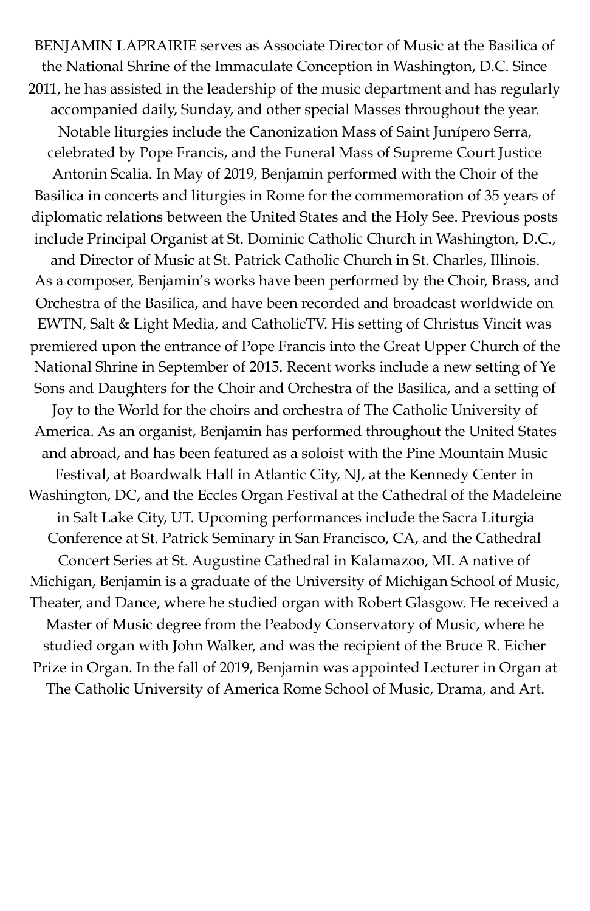BENJAMIN LAPRAIRIE serves as Associate Director of Music at the Basilica of the National Shrine of the Immaculate Conception in Washington, D.C. Since 2011, he has assisted in the leadership of the music department and has regularly accompanied daily, Sunday, and other special Masses throughout the year. Notable liturgies include the Canonization Mass of Saint Junípero Serra, celebrated by Pope Francis, and the Funeral Mass of Supreme Court Justice Antonin Scalia. In May of 2019, Benjamin performed with the Choir of the Basilica in concerts and liturgies in Rome for the commemoration of 35 years of diplomatic relations between the United States and the Holy See. Previous posts include Principal Organist at St. Dominic Catholic Church in Washington, D.C., and Director of Music at St. Patrick Catholic Church in St. Charles, Illinois. As a composer, Benjamin's works have been performed by the Choir, Brass, and Orchestra of the Basilica, and have been recorded and broadcast worldwide on EWTN, Salt & Light Media, and CatholicTV. His setting of Christus Vincit was premiered upon the entrance of Pope Francis into the Great Upper Church of the National Shrine in September of 2015. Recent works include a new setting of Ye Sons and Daughters for the Choir and Orchestra of the Basilica, and a setting of Joy to the World for the choirs and orchestra of The Catholic University of America. As an organist, Benjamin has performed throughout the United States and abroad, and has been featured as a soloist with the Pine Mountain Music Festival, at Boardwalk Hall in Atlantic City, NJ, at the Kennedy Center in Washington, DC, and the Eccles Organ Festival at the Cathedral of the Madeleine in Salt Lake City, UT. Upcoming performances include the Sacra Liturgia Conference at St. Patrick Seminary in San Francisco, CA, and the Cathedral Concert Series at St. Augustine Cathedral in Kalamazoo, MI. A native of Michigan, Benjamin is a graduate of the University of Michigan School of Music, Theater, and Dance, where he studied organ with Robert Glasgow. He received a Master of Music degree from the Peabody Conservatory of Music, where he studied organ with John Walker, and was the recipient of the Bruce R. Eicher Prize in Organ. In the fall of 2019, Benjamin was appointed Lecturer in Organ at The Catholic University of America Rome School of Music, Drama, and Art.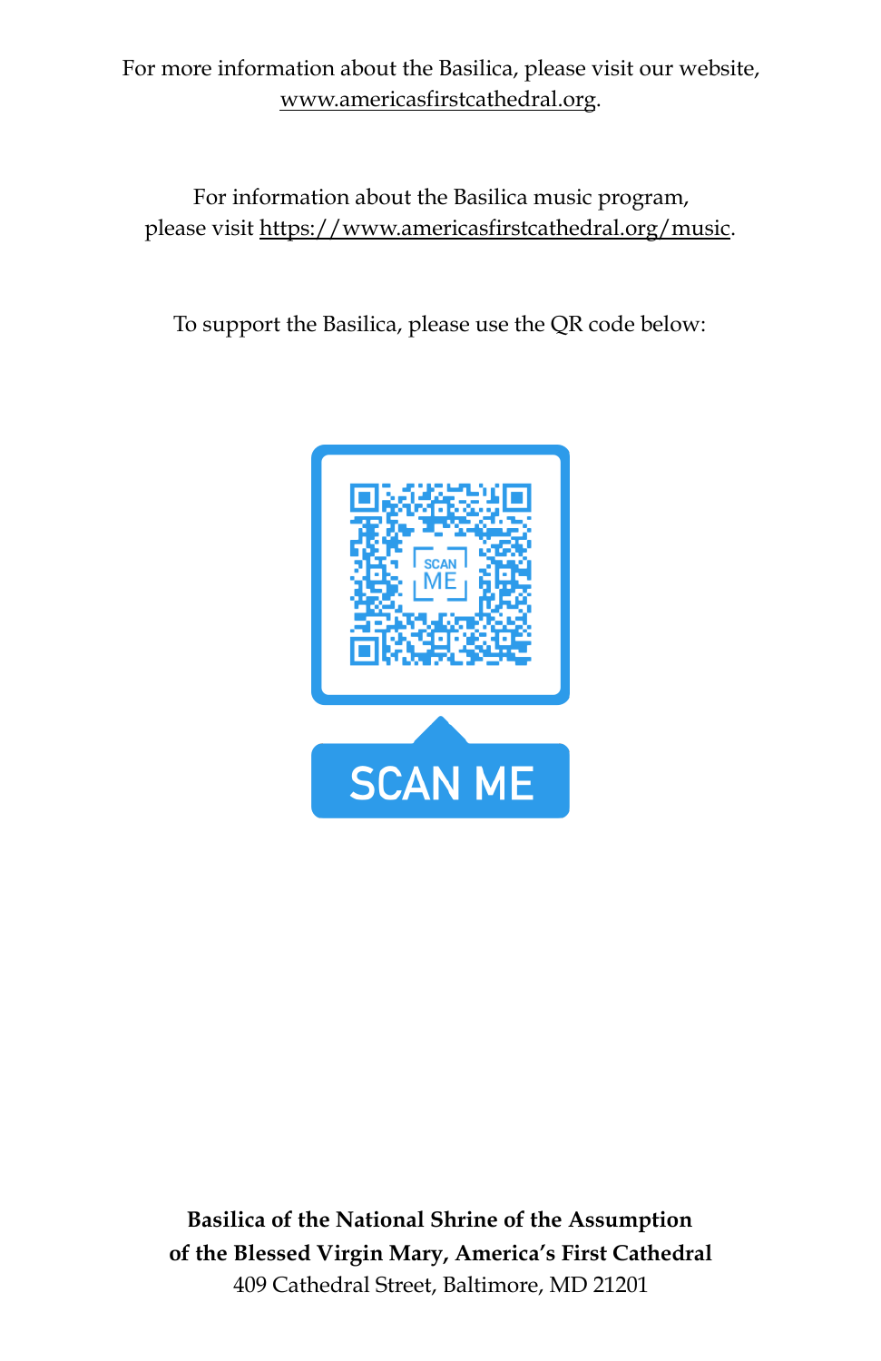For more information about the Basilica, please visit our website, www.americasfirstcathedral.org.

For information about the Basilica music program, please visit https://www.americasfirstcathedral.org/music.

To support the Basilica, please use the QR code below:

SCAN ME

**Basilica of the National Shrine of the Assumption of the Blessed Virgin Mary, America's First Cathedral**
409 Cathedral Street, Baltimore, MD 21201